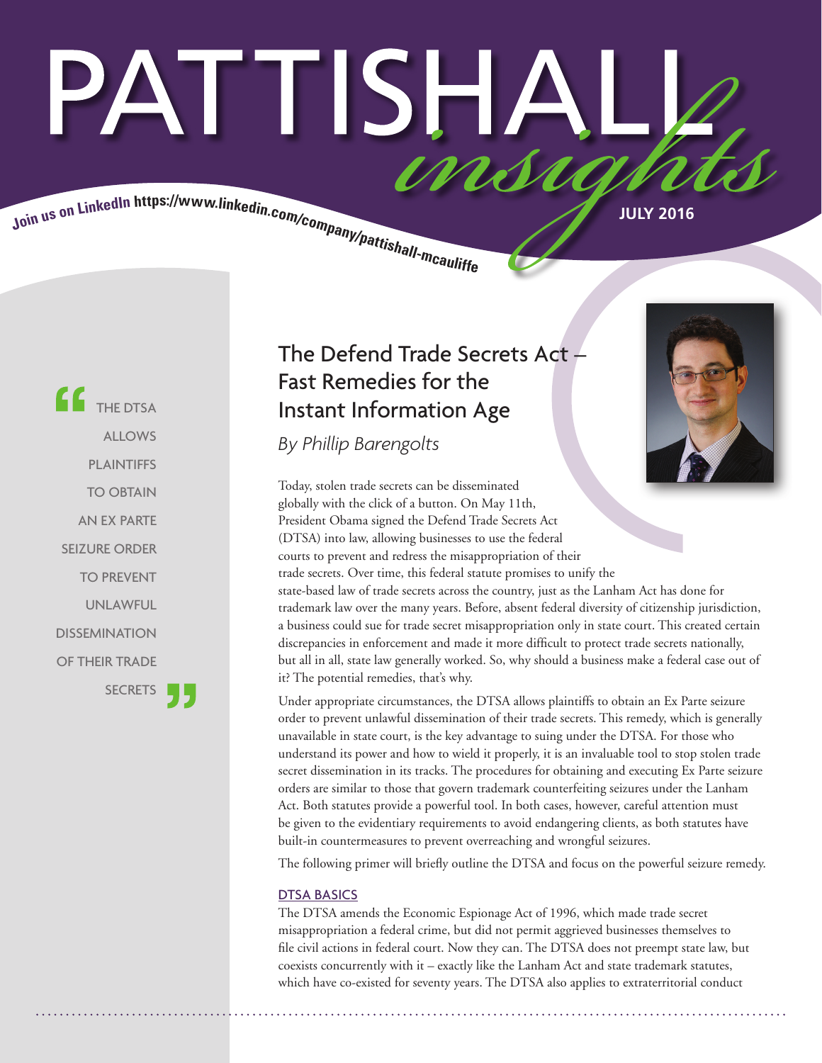# PATTISHALL *insights*

Join us on LinkedIn https://www.linkedin.com/company/pattishall-mcauliffe

JULY 2016

> "THE DTSA ALLOWS PLAINTIFFS TO OBTAIN AN EX PARTE SEIZURE ORDER TO PREVENT UNLAWFUL DISSEMINATION OF THEIR TRADE SECRETS"

## The Defend Trade Secrets Act – Fast Remedies for the Instant Information Age

*By Phillip Barengolts*

Today, stolen trade secrets can be disseminated globally with the click of a button. On May 11th, President Obama signed the Defend Trade Secrets Act (DTSA) into law, allowing businesses to use the federal courts to prevent and redress the misappropriation of their trade secrets. Over time, this federal statute promises to unify the state-based law of trade secrets across the country, just as the Lanham Act has done for trademark law over the many years. Before, absent federal diversity of citizenship jurisdiction, a business could sue for trade secret misappropriation only in state court. This created certain discrepancies in enforcement and made it more difficult to protect trade secrets nationally, but all in all, state law generally worked. So, why should a business make a federal case out of it? The potential remedies, that's why.

Under appropriate circumstances, the DTSA allows plaintiffs to obtain an Ex Parte seizure order to prevent unlawful dissemination of their trade secrets. This remedy, which is generally unavailable in state court, is the key advantage to suing under the DTSA. For those who understand its power and how to wield it properly, it is an invaluable tool to stop stolen trade secret dissemination in its tracks. The procedures for obtaining and executing Ex Parte seizure orders are similar to those that govern trademark counterfeiting seizures under the Lanham Act. Both statutes provide a powerful tool. In both cases, however, careful attention must be given to the evidentiary requirements to avoid endangering clients, as both statutes have built-in countermeasures to prevent overreaching and wrongful seizures.

The following primer will briefly outline the DTSA and focus on the powerful seizure remedy.

### DTSA BASICS

The DTSA amends the Economic Espionage Act of 1996, which made trade secret misappropriation a federal crime, but did not permit aggrieved businesses themselves to file civil actions in federal court. Now they can. The DTSA does not preempt state law, but coexists concurrently with it – exactly like the Lanham Act and state trademark statutes, which have co-existed for seventy years. The DTSA also applies to extraterritorial conduct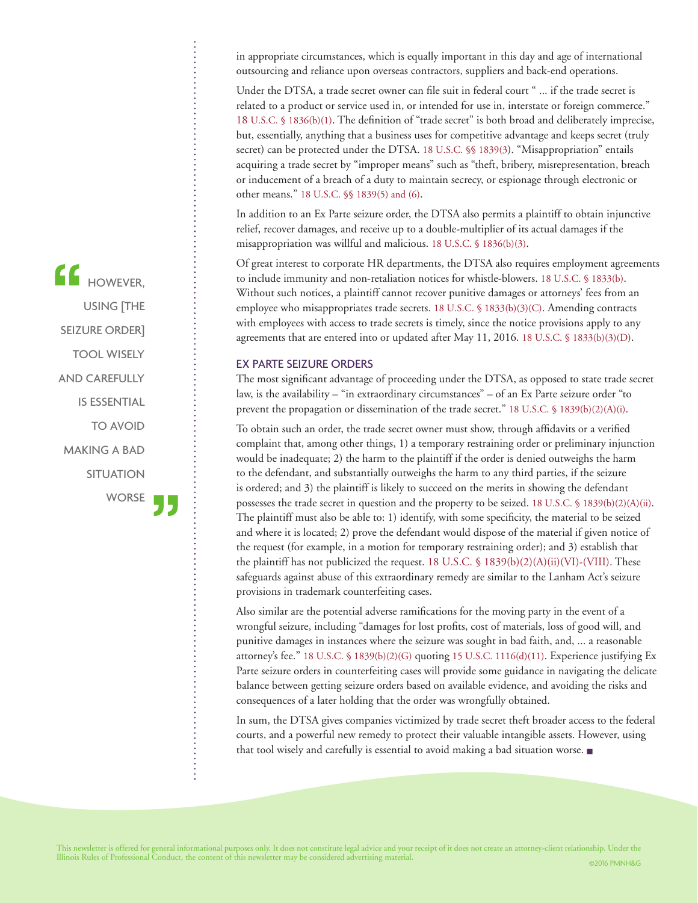in appropriate circumstances, which is equally important in this day and age of international outsourcing and reliance upon overseas contractors, suppliers and back-end operations.

Under the DTSA, a trade secret owner can file suit in federal court " ... if the trade secret is related to a product or service used in, or intended for use in, interstate or foreign commerce." 18 U.S.C. § 1836(b)(1). The definition of "trade secret" is both broad and deliberately imprecise, but, essentially, anything that a business uses for competitive advantage and keeps secret (truly secret) can be protected under the DTSA. 18 U.S.C. §§ 1839(3). "Misappropriation" entails acquiring a trade secret by "improper means" such as "theft, bribery, misrepresentation, breach or inducement of a breach of a duty to maintain secrecy, or espionage through electronic or other means." 18 U.S.C. §§ 1839(5) and (6).

In addition to an Ex Parte seizure order, the DTSA also permits a plaintiff to obtain injunctive relief, recover damages, and receive up to a double-multiplier of its actual damages if the misappropriation was willful and malicious. 18 U.S.C. § 1836(b)(3).

Of great interest to corporate HR departments, the DTSA also requires employment agreements to include immunity and non-retaliation notices for whistle-blowers. 18 U.S.C. § 1833(b). Without such notices, a plaintiff cannot recover punitive damages or attorneys' fees from an employee who misappropriates trade secrets. 18 U.S.C. § 1833(b)(3)(C). Amending contracts with employees with access to trade secrets is timely, since the notice provisions apply to any agreements that are entered into or updated after May 11, 2016. 18 U.S.C. § 1833(b)(3)(D).

> "However, using [the seizure order] tool wisely and carefully is essential to avoid making a bad situation worse"

## EX PARTE SEIZURE ORDERS

The most significant advantage of proceeding under the DTSA, as opposed to state trade secret law, is the availability – "in extraordinary circumstances" – of an Ex Parte seizure order "to prevent the propagation or dissemination of the trade secret." 18 U.S.C. § 1839(b)(2)(A)(i).

To obtain such an order, the trade secret owner must show, through affidavits or a verified complaint that, among other things, 1) a temporary restraining order or preliminary injunction would be inadequate; 2) the harm to the plaintiff if the order is denied outweighs the harm to the defendant, and substantially outweighs the harm to any third parties, if the seizure is ordered; and 3) the plaintiff is likely to succeed on the merits in showing the defendant possesses the trade secret in question and the property to be seized. 18 U.S.C. § 1839(b)(2)(A)(ii). The plaintiff must also be able to: 1) identify, with some specificity, the material to be seized and where it is located; 2) prove the defendant would dispose of the material if given notice of the request (for example, in a motion for temporary restraining order); and 3) establish that the plaintiff has not publicized the request. 18 U.S.C. § 1839(b)(2)(A)(ii)(VI)-(VIII). These safeguards against abuse of this extraordinary remedy are similar to the Lanham Act's seizure provisions in trademark counterfeiting cases.

Also similar are the potential adverse ramifications for the moving party in the event of a wrongful seizure, including "damages for lost profits, cost of materials, loss of good will, and punitive damages in instances where the seizure was sought in bad faith, and, ... a reasonable attorney's fee." 18 U.S.C. § 1839(b)(2)(G) quoting 15 U.S.C. 1116(d)(11). Experience justifying Ex Parte seizure orders in counterfeiting cases will provide some guidance in navigating the delicate balance between getting seizure orders based on available evidence, and avoiding the risks and consequences of a later holding that the order was wrongfully obtained.

In sum, the DTSA gives companies victimized by trade secret theft broader access to the federal courts, and a powerful new remedy to protect their valuable intangible assets. However, using that tool wisely and carefully is essential to avoid making a bad situation worse. ■

This newsletter is offered for general informational purposes only. It does not constitute legal advice and your receipt of it does not create an attorney-client relationship. Under the Illinois Rules of Professional Conduct, the content of this newsletter may be considered advertising material.

©2016 PMNH&G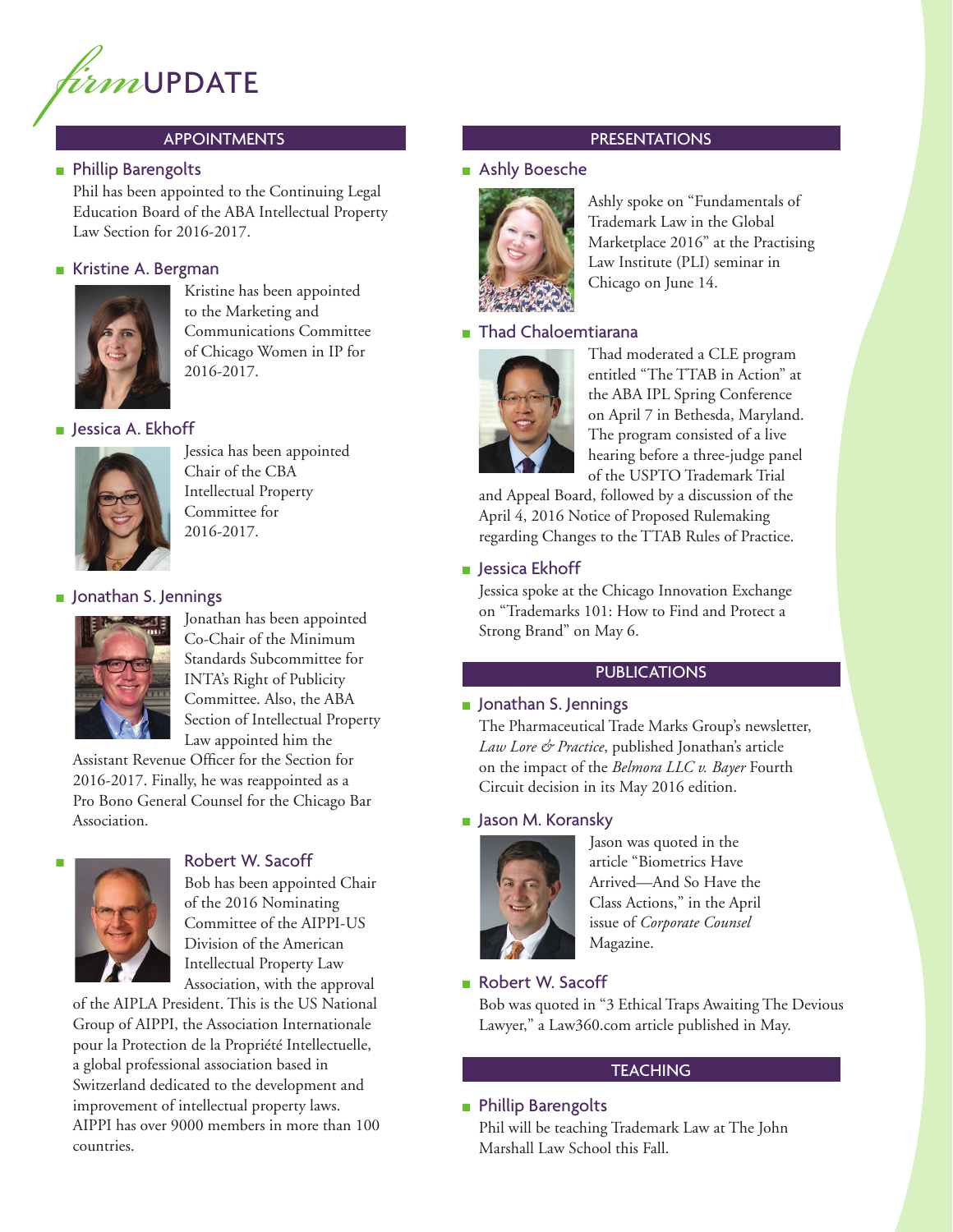# *firm*UPDATE

## APPOINTMENTS

### Phillip Barengolts

Phil has been appointed to the Continuing Legal Education Board of the ABA Intellectual Property Law Section for 2016-2017.

### Kristine A. Bergman

Kristine has been appointed to the Marketing and Communications Committee of Chicago Women in IP for 2016-2017.

### Jessica A. Ekhoff

Jessica has been appointed Chair of the CBA Intellectual Property Committee for 2016-2017.

### Jonathan S. Jennings

Jonathan has been appointed Co-Chair of the Minimum Standards Subcommittee for INTA's Right of Publicity Committee. Also, the ABA Section of Intellectual Property Law appointed him the Assistant Revenue Officer for the Section for 2016-2017. Finally, he was reappointed as a Pro Bono General Counsel for the Chicago Bar Association.

### Robert W. Sacoff

Bob has been appointed Chair of the 2016 Nominating Committee of the AIPPI-US Division of the American Intellectual Property Law Association, with the approval of the AIPLA President. This is the US National Group of AIPPI, the Association Internationale pour la Protection de la Propriété Intellectuelle, a global professional association based in Switzerland dedicated to the development and improvement of intellectual property laws. AIPPI has over 9000 members in more than 100 countries.

## PRESENTATIONS

### Ashly Boesche

Ashly spoke on "Fundamentals of Trademark Law in the Global Marketplace 2016" at the Practising Law Institute (PLI) seminar in Chicago on June 14.

### Thad Chaloemtiarana

Thad moderated a CLE program entitled "The TTAB in Action" at the ABA IPL Spring Conference on April 7 in Bethesda, Maryland. The program consisted of a live hearing before a three-judge panel of the USPTO Trademark Trial and Appeal Board, followed by a discussion of the April 4, 2016 Notice of Proposed Rulemaking regarding Changes to the TTAB Rules of Practice.

### Jessica Ekhoff

Jessica spoke at the Chicago Innovation Exchange on "Trademarks 101: How to Find and Protect a Strong Brand" on May 6.

## PUBLICATIONS

### Jonathan S. Jennings

The Pharmaceutical Trade Marks Group's newsletter, *Law Lore & Practice*, published Jonathan's article on the impact of the *Belmora LLC v. Bayer* Fourth Circuit decision in its May 2016 edition.

### Jason M. Koransky

Jason was quoted in the article "Biometrics Have Arrived—And So Have the Class Actions," in the April issue of *Corporate Counsel* Magazine.

### Robert W. Sacoff

Bob was quoted in "3 Ethical Traps Awaiting The Devious Lawyer," a Law360.com article published in May.

## TEACHING

### Phillip Barengolts

Phil will be teaching Trademark Law at The John Marshall Law School this Fall.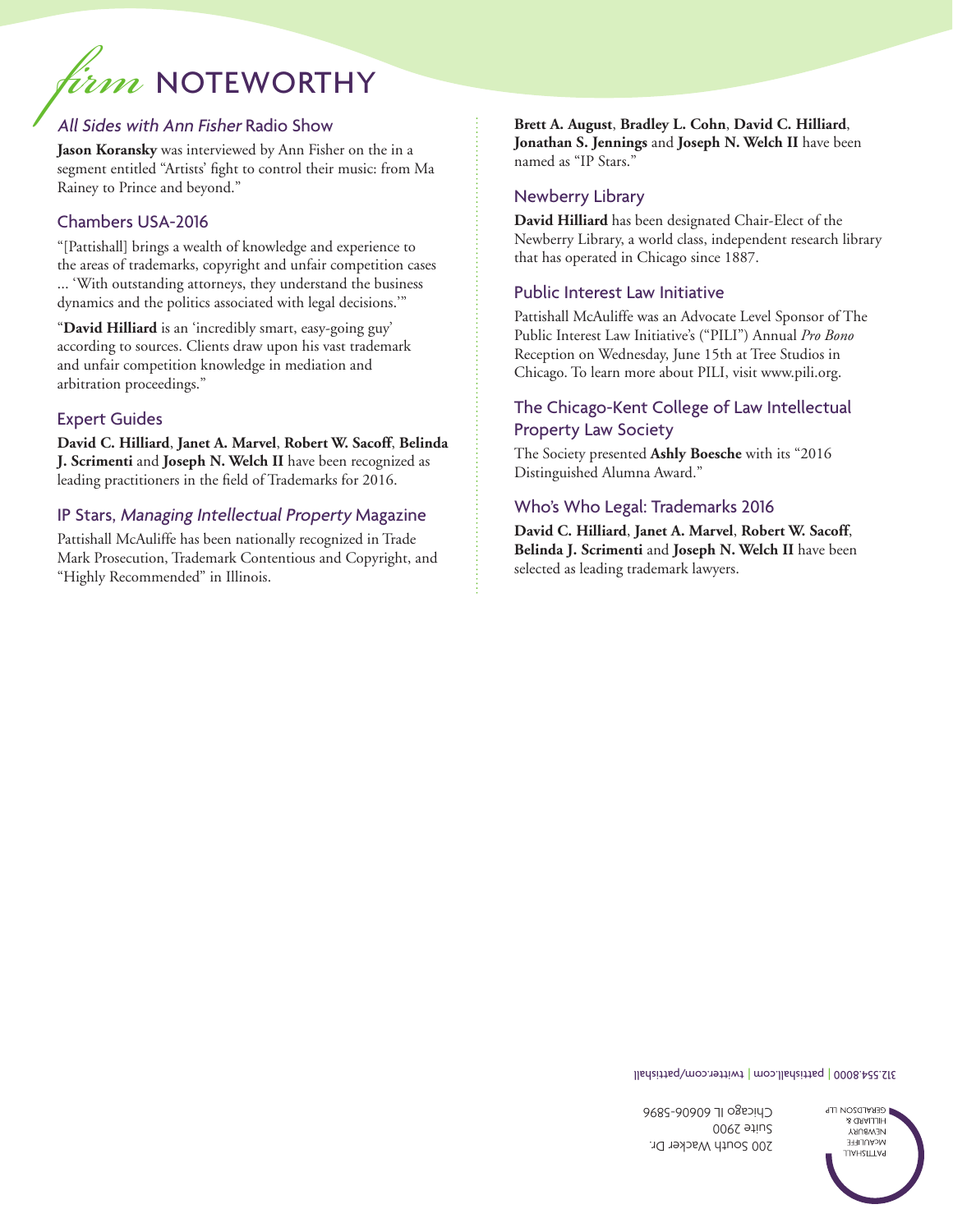# *firm* NOTEWORTHY

## *All Sides with Ann Fisher* Radio Show

**Jason Koransky** was interviewed by Ann Fisher on the in a segment entitled "Artists' fight to control their music: from Ma Rainey to Prince and beyond."

## Chambers USA-2016

"[Pattishall] brings a wealth of knowledge and experience to the areas of trademarks, copyright and unfair competition cases ... 'With outstanding attorneys, they understand the business dynamics and the politics associated with legal decisions.'"

"**David Hilliard** is an 'incredibly smart, easy-going guy' according to sources. Clients draw upon his vast trademark and unfair competition knowledge in mediation and arbitration proceedings."

## Expert Guides

**David C. Hilliard**, **Janet A. Marvel**, **Robert W. Sacoff**, **Belinda J. Scrimenti** and **Joseph N. Welch II** have been recognized as leading practitioners in the field of Trademarks for 2016.

## IP Stars, *Managing Intellectual Property* Magazine

Pattishall McAuliffe has been nationally recognized in Trade Mark Prosecution, Trademark Contentious and Copyright, and "Highly Recommended" in Illinois.

**Brett A. August**, **Bradley L. Cohn**, **David C. Hilliard**, **Jonathan S. Jennings** and **Joseph N. Welch II** have been named as "IP Stars."

## Newberry Library

**David Hilliard** has been designated Chair-Elect of the Newberry Library, a world class, independent research library that has operated in Chicago since 1887.

## Public Interest Law Initiative

Pattishall McAuliffe was an Advocate Level Sponsor of The Public Interest Law Initiative's ("PILI") Annual *Pro Bono* Reception on Wednesday, June 15th at Tree Studios in Chicago. To learn more about PILI, visit www.pili.org.

## The Chicago-Kent College of Law Intellectual Property Law Society

The Society presented **Ashly Boesche** with its "2016 Distinguished Alumna Award."

## Who's Who Legal: Trademarks 2016

**David C. Hilliard**, **Janet A. Marvel**, **Robert W. Sacoff**, **Belinda J. Scrimenti** and **Joseph N. Welch II** have been selected as leading trademark lawyers.

312.554.8000 | pattishall.com | twitter.com/pattishall

PATTISHALL
McAULIFFE
NEWBURY
HILLIARD &
GERALDSON LLP

200 South Wacker Dr.
Suite 2900
Chicago IL 60606-5896